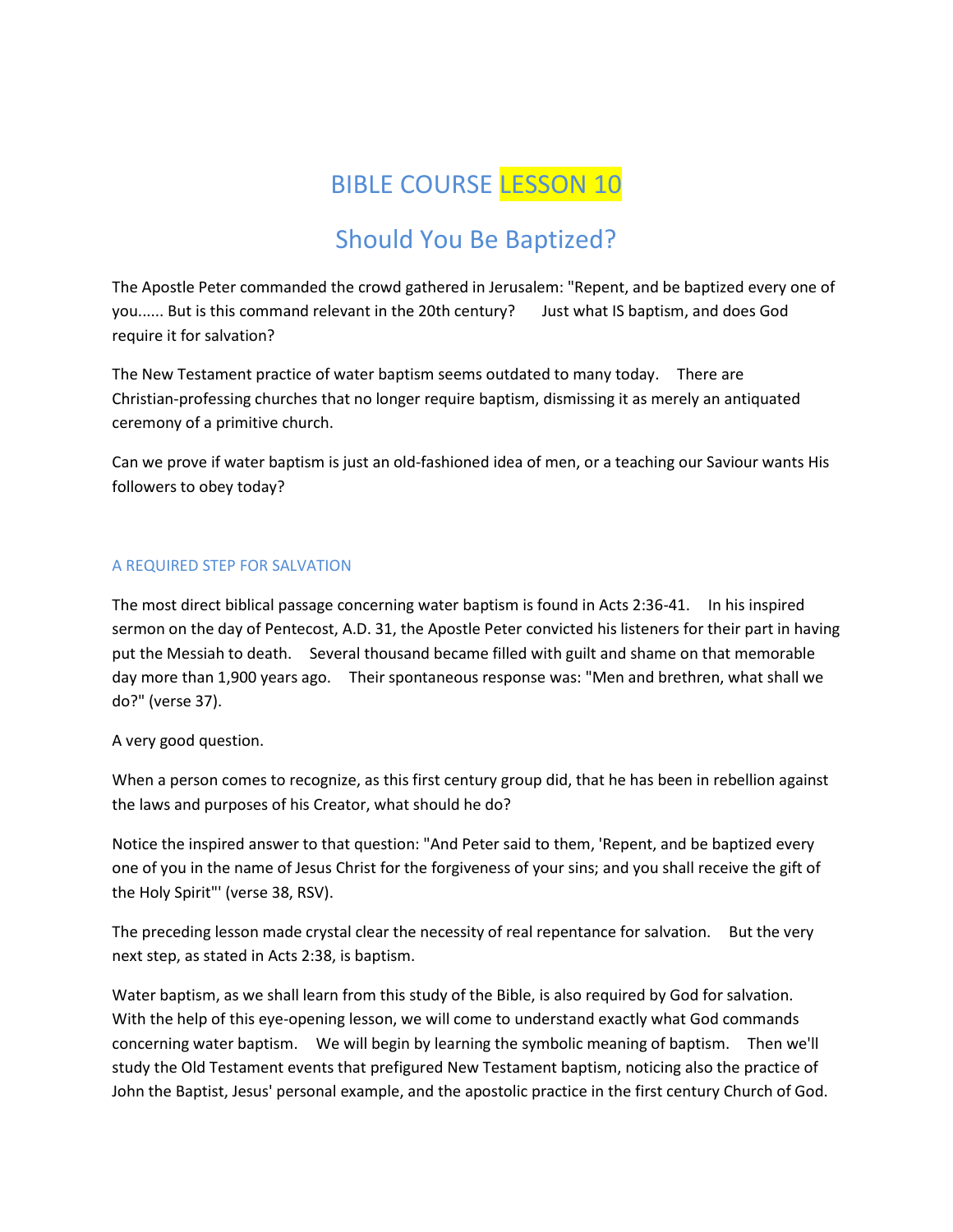# BIBLE COURSE LESSON 10

## Should You Be Baptized?

The Apostle Peter commanded the crowd gathered in Jerusalem: "Repent, and be baptized every one of you...... But is this command relevant in the 20th century? Just what IS baptism, and does God require it for salvation?

The New Testament practice of water baptism seems outdated to many today. There are Christian-professing churches that no longer require baptism, dismissing it as merely an antiquated ceremony of a primitive church.

Can we prove if water baptism is just an old-fashioned idea of men, or a teaching our Saviour wants His followers to obey today?

### A REQUIRED STEP FOR SALVATION

The most direct biblical passage concerning water baptism is found in Acts 2:36-41. In his inspired sermon on the day of Pentecost, A.D. 31, the Apostle Peter convicted his listeners for their part in having put the Messiah to death. Several thousand became filled with guilt and shame on that memorable day more than 1,900 years ago. Their spontaneous response was: "Men and brethren, what shall we do?" (verse 37).

A very good question.

When a person comes to recognize, as this first century group did, that he has been in rebellion against the laws and purposes of his Creator, what should he do?

Notice the inspired answer to that question: "And Peter said to them, 'Repent, and be baptized every one of you in the name of Jesus Christ for the forgiveness of your sins; and you shall receive the gift of the Holy Spirit"' (verse 38, RSV).

The preceding lesson made crystal clear the necessity of real repentance for salvation. But the very next step, as stated in Acts 2:38, is baptism.

Water baptism, as we shall learn from this study of the Bible, is also required by God for salvation. With the help of this eye-opening lesson, we will come to understand exactly what God commands concerning water baptism. We will begin by learning the symbolic meaning of baptism. Then we'll study the Old Testament events that prefigured New Testament baptism, noticing also the practice of John the Baptist, Jesus' personal example, and the apostolic practice in the first century Church of God.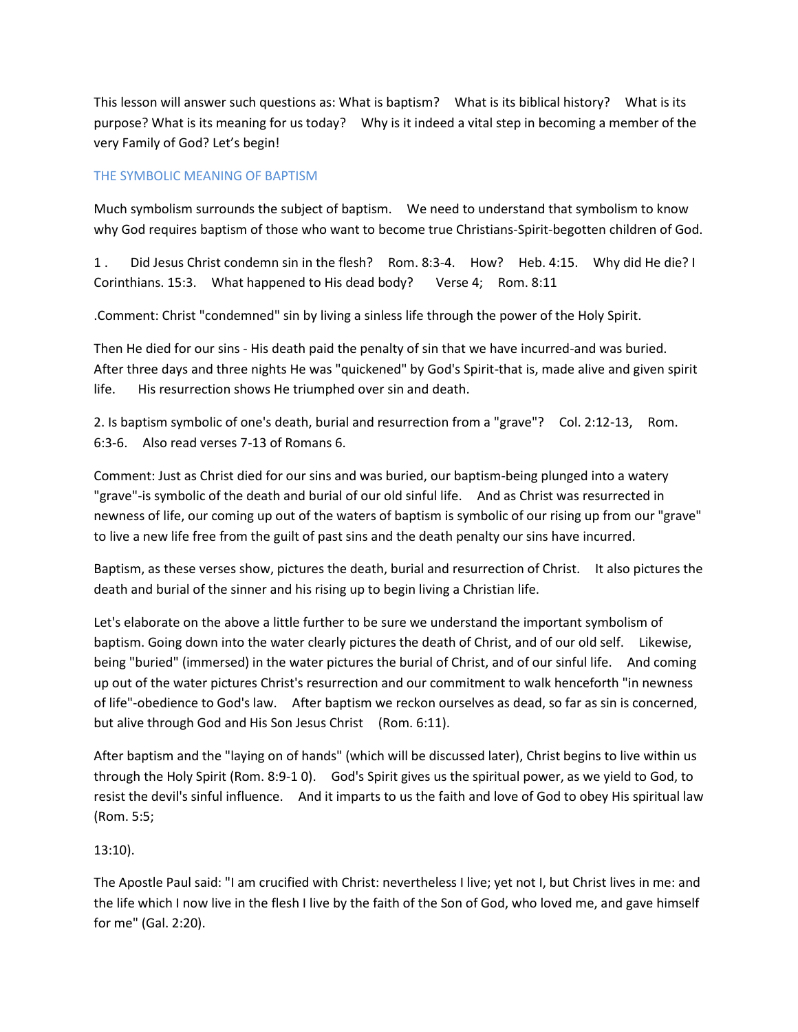This lesson will answer such questions as: What is baptism? What is its biblical history? What is its purpose? What is its meaning for us today? Why is it indeed a vital step in becoming a member of the very Family of God? Let's begin!

## THE SYMBOLIC MEANING OF BAPTISM

Much symbolism surrounds the subject of baptism. We need to understand that symbolism to know why God requires baptism of those who want to become true Christians-Spirit-begotten children of God.

1 . Did Jesus Christ condemn sin in the flesh? Rom. 8:3-4. How? Heb. 4:15. Why did He die? I Corinthians. 15:3. What happened to His dead body? Verse 4; Rom. 8:11

.Comment: Christ "condemned" sin by living a sinless life through the power of the Holy Spirit.

Then He died for our sins - His death paid the penalty of sin that we have incurred-and was buried. After three days and three nights He was "quickened" by God's Spirit-that is, made alive and given spirit life. His resurrection shows He triumphed over sin and death.

2. Is baptism symbolic of one's death, burial and resurrection from a "grave"? Col. 2:12-13, Rom. 6:3-6. Also read verses 7-13 of Romans 6.

Comment: Just as Christ died for our sins and was buried, our baptism-being plunged into a watery "grave"-is symbolic of the death and burial of our old sinful life. And as Christ was resurrected in newness of life, our coming up out of the waters of baptism is symbolic of our rising up from our "grave" to live a new life free from the guilt of past sins and the death penalty our sins have incurred.

Baptism, as these verses show, pictures the death, burial and resurrection of Christ. It also pictures the death and burial of the sinner and his rising up to begin living a Christian life.

Let's elaborate on the above a little further to be sure we understand the important symbolism of baptism. Going down into the water clearly pictures the death of Christ, and of our old self. Likewise, being "buried" (immersed) in the water pictures the burial of Christ, and of our sinful life. And coming up out of the water pictures Christ's resurrection and our commitment to walk henceforth "in newness of life"-obedience to God's law. After baptism we reckon ourselves as dead, so far as sin is concerned, but alive through God and His Son Jesus Christ (Rom. 6:11).

After baptism and the "laying on of hands" (which will be discussed later), Christ begins to live within us through the Holy Spirit (Rom. 8:9-1 0). God's Spirit gives us the spiritual power, as we yield to God, to resist the devil's sinful influence. And it imparts to us the faith and love of God to obey His spiritual law (Rom. 5:5;

13:10).

The Apostle Paul said: "I am crucified with Christ: nevertheless I live; yet not I, but Christ lives in me: and the life which I now live in the flesh I live by the faith of the Son of God, who loved me, and gave himself for me" (Gal. 2:20).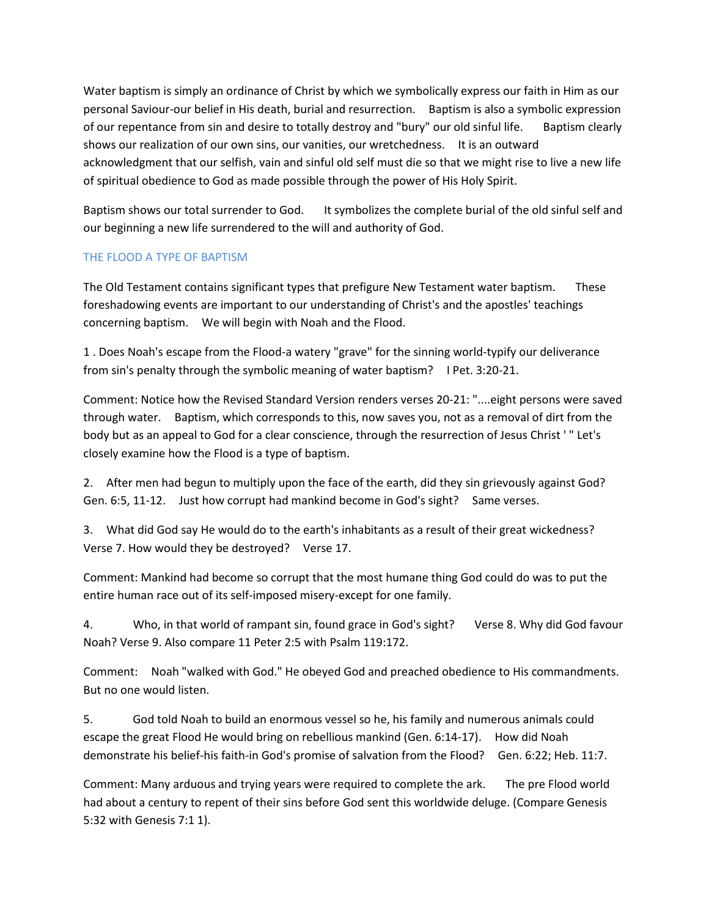Water baptism is simply an ordinance of Christ by which we symbolically express our faith in Him as our personal Saviour-our belief in His death, burial and resurrection. Baptism is also a symbolic expression of our repentance from sin and desire to totally destroy and "bury" our old sinful life. Baptism clearly shows our realization of our own sins, our vanities, our wretchedness. It is an outward acknowledgment that our selfish, vain and sinful old self must die so that we might rise to live a new life of spiritual obedience to God as made possible through the power of His Holy Spirit.

Baptism shows our total surrender to God. It symbolizes the complete burial of the old sinful self and our beginning a new life surrendered to the will and authority of God.

## THE FLOOD A TYPE OF BAPTISM

The Old Testament contains significant types that prefigure New Testament water baptism. These foreshadowing events are important to our understanding of Christ's and the apostles' teachings concerning baptism. We will begin with Noah and the Flood.

1 . Does Noah's escape from the Flood-a watery "grave" for the sinning world-typify our deliverance from sin's penalty through the symbolic meaning of water baptism? I Pet. 3:20-21.

Comment: Notice how the Revised Standard Version renders verses 20-21: "....eight persons were saved through water. Baptism, which corresponds to this, now saves you, not as a removal of dirt from the body but as an appeal to God for a clear conscience, through the resurrection of Jesus Christ ' " Let's closely examine how the Flood is a type of baptism.

2. After men had begun to multiply upon the face of the earth, did they sin grievously against God? Gen. 6:5, 11-12. Just how corrupt had mankind become in God's sight? Same verses.

3. What did God say He would do to the earth's inhabitants as a result of their great wickedness? Verse 7. How would they be destroyed? Verse 17.

Comment: Mankind had become so corrupt that the most humane thing God could do was to put the entire human race out of its self-imposed misery-except for one family.

4. Who, in that world of rampant sin, found grace in God's sight? Verse 8. Why did God favour Noah? Verse 9. Also compare 11 Peter 2:5 with Psalm 119:172.

Comment: Noah "walked with God." He obeyed God and preached obedience to His commandments. But no one would listen.

5. God told Noah to build an enormous vessel so he, his family and numerous animals could escape the great Flood He would bring on rebellious mankind (Gen. 6:14-17). How did Noah demonstrate his belief-his faith-in God's promise of salvation from the Flood? Gen. 6:22; Heb. 11:7.

Comment: Many arduous and trying years were required to complete the ark. The pre Flood world had about a century to repent of their sins before God sent this worldwide deluge. (Compare Genesis 5:32 with Genesis 7:1 1).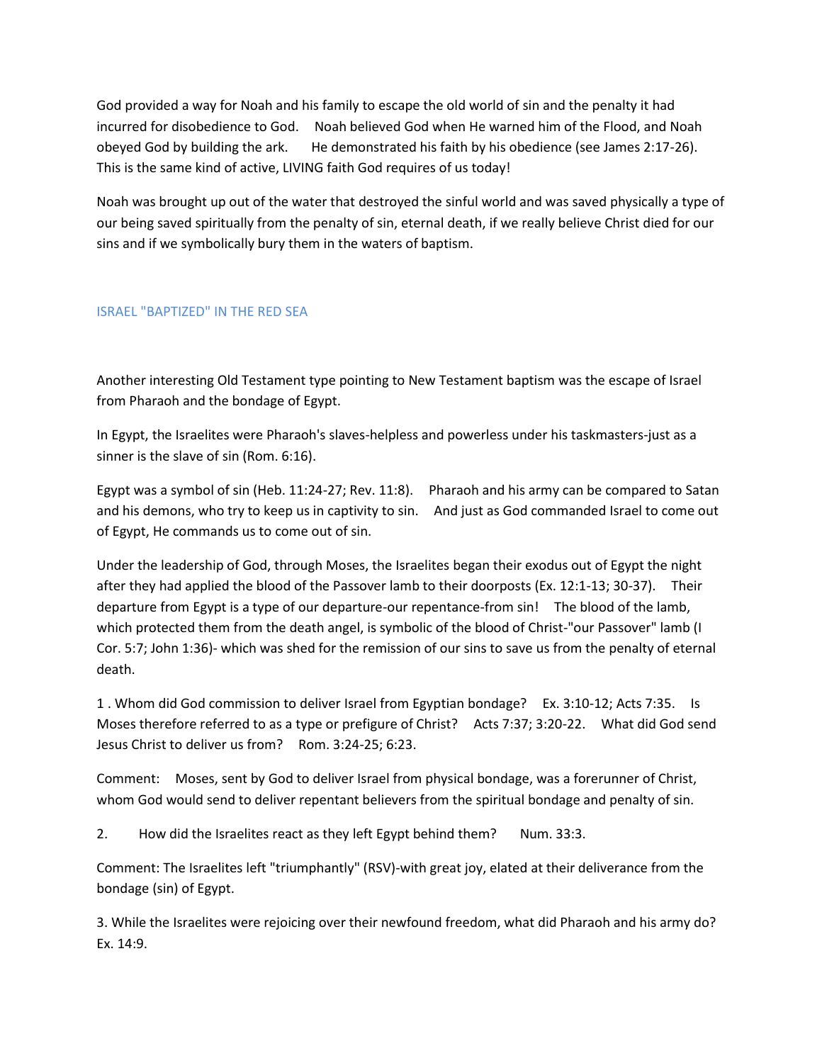God provided a way for Noah and his family to escape the old world of sin and the penalty it had incurred for disobedience to God. Noah believed God when He warned him of the Flood, and Noah obeyed God by building the ark. He demonstrated his faith by his obedience (see James 2:17-26). This is the same kind of active, LIVING faith God requires of us today!

Noah was brought up out of the water that destroyed the sinful world and was saved physically a type of our being saved spiritually from the penalty of sin, eternal death, if we really believe Christ died for our sins and if we symbolically bury them in the waters of baptism.

## ISRAEL "BAPTIZED" IN THE RED SEA

Another interesting Old Testament type pointing to New Testament baptism was the escape of Israel from Pharaoh and the bondage of Egypt.

In Egypt, the Israelites were Pharaoh's slaves-helpless and powerless under his taskmasters-just as a sinner is the slave of sin (Rom. 6:16).

Egypt was a symbol of sin (Heb. 11:24-27; Rev. 11:8). Pharaoh and his army can be compared to Satan and his demons, who try to keep us in captivity to sin. And just as God commanded Israel to come out of Egypt, He commands us to come out of sin.

Under the leadership of God, through Moses, the Israelites began their exodus out of Egypt the night after they had applied the blood of the Passover lamb to their doorposts (Ex. 12:1-13; 30-37). Their departure from Egypt is a type of our departure-our repentance-from sin! The blood of the lamb, which protected them from the death angel, is symbolic of the blood of Christ-"our Passover" lamb (I Cor. 5:7; John 1:36)- which was shed for the remission of our sins to save us from the penalty of eternal death.

1 . Whom did God commission to deliver Israel from Egyptian bondage? Ex. 3:10-12; Acts 7:35. Is Moses therefore referred to as a type or prefigure of Christ? Acts 7:37; 3:20-22. What did God send Jesus Christ to deliver us from? Rom. 3:24-25; 6:23.

Comment: Moses, sent by God to deliver Israel from physical bondage, was a forerunner of Christ, whom God would send to deliver repentant believers from the spiritual bondage and penalty of sin.

2. How did the Israelites react as they left Egypt behind them? Num. 33:3.

Comment: The Israelites left "triumphantly" (RSV)-with great joy, elated at their deliverance from the bondage (sin) of Egypt.

3. While the Israelites were rejoicing over their newfound freedom, what did Pharaoh and his army do? Ex. 14:9.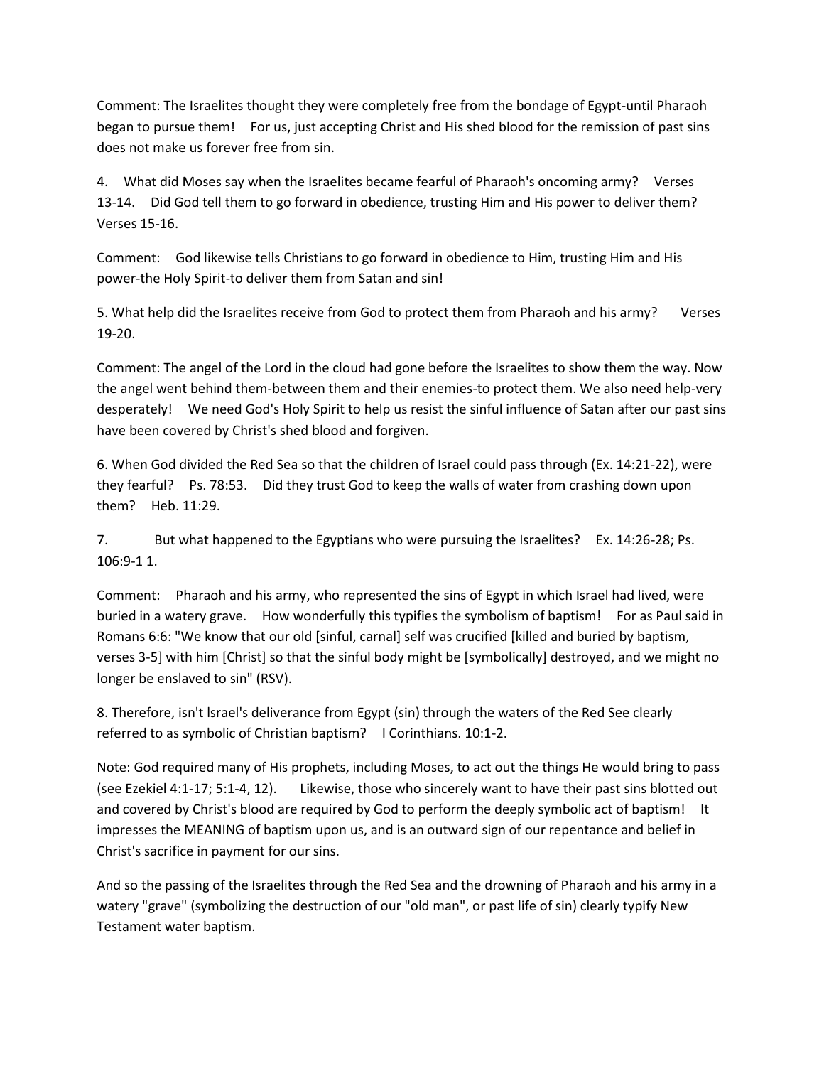Comment: The Israelites thought they were completely free from the bondage of Egypt-until Pharaoh began to pursue them! For us, just accepting Christ and His shed blood for the remission of past sins does not make us forever free from sin.

4. What did Moses say when the Israelites became fearful of Pharaoh's oncoming army? Verses 13-14. Did God tell them to go forward in obedience, trusting Him and His power to deliver them? Verses 15-16.

Comment: God likewise tells Christians to go forward in obedience to Him, trusting Him and His power-the Holy Spirit-to deliver them from Satan and sin!

5. What help did the Israelites receive from God to protect them from Pharaoh and his army? Verses 19-20.

Comment: The angel of the Lord in the cloud had gone before the Israelites to show them the way. Now the angel went behind them-between them and their enemies-to protect them. We also need help-very desperately! We need God's Holy Spirit to help us resist the sinful influence of Satan after our past sins have been covered by Christ's shed blood and forgiven.

6. When God divided the Red Sea so that the children of Israel could pass through (Ex. 14:21-22), were they fearful? Ps. 78:53. Did they trust God to keep the walls of water from crashing down upon them? Heb. 11:29.

7. But what happened to the Egyptians who were pursuing the Israelites? Ex. 14:26-28; Ps. 106:9-1 1.

Comment: Pharaoh and his army, who represented the sins of Egypt in which Israel had lived, were buried in a watery grave. How wonderfully this typifies the symbolism of baptism! For as Paul said in Romans 6:6: "We know that our old [sinful, carnal] self was crucified [killed and buried by baptism, verses 3-5] with him [Christ] so that the sinful body might be [symbolically] destroyed, and we might no longer be enslaved to sin" (RSV).

8. Therefore, isn't lsrael's deliverance from Egypt (sin) through the waters of the Red See clearly referred to as symbolic of Christian baptism? I Corinthians. 10:1-2.

Note: God required many of His prophets, including Moses, to act out the things He would bring to pass (see Ezekiel 4:1-17; 5:1-4, 12). Likewise, those who sincerely want to have their past sins blotted out and covered by Christ's blood are required by God to perform the deeply symbolic act of baptism! It impresses the MEANING of baptism upon us, and is an outward sign of our repentance and belief in Christ's sacrifice in payment for our sins.

And so the passing of the Israelites through the Red Sea and the drowning of Pharaoh and his army in a watery "grave" (symbolizing the destruction of our "old man", or past life of sin) clearly typify New Testament water baptism.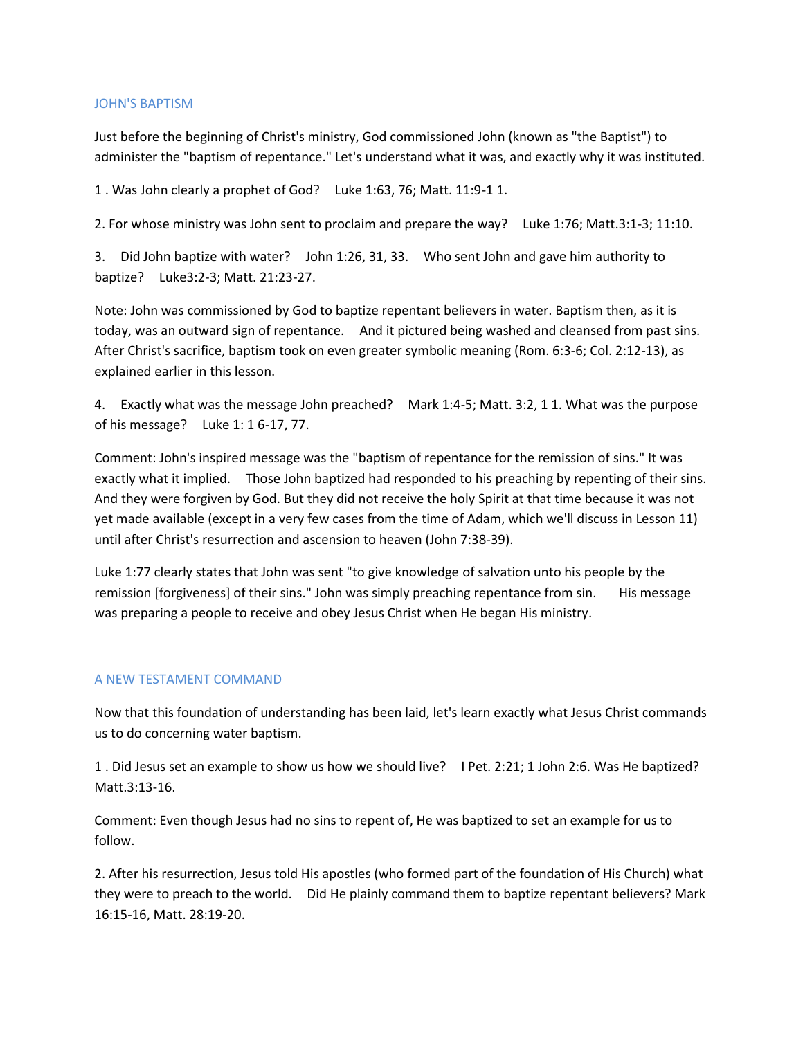## JOHN'S BAPTISM

Just before the beginning of Christ's ministry, God commissioned John (known as "the Baptist") to administer the "baptism of repentance." Let's understand what it was, and exactly why it was instituted.

1 . Was John clearly a prophet of God? Luke 1:63, 76; Matt. 11:9-1 1.

2. For whose ministry was John sent to proclaim and prepare the way? Luke 1:76; Matt.3:1-3; 11:10.

3. Did John baptize with water? John 1:26, 31, 33. Who sent John and gave him authority to baptize? Luke3:2-3; Matt. 21:23-27.

Note: John was commissioned by God to baptize repentant believers in water. Baptism then, as it is today, was an outward sign of repentance. And it pictured being washed and cleansed from past sins. After Christ's sacrifice, baptism took on even greater symbolic meaning (Rom. 6:3-6; Col. 2:12-13), as explained earlier in this lesson.

4. Exactly what was the message John preached? Mark 1:4-5; Matt. 3:2, 1 1. What was the purpose of his message? Luke 1: 1 6-17, 77.

Comment: John's inspired message was the "baptism of repentance for the remission of sins." It was exactly what it implied. Those John baptized had responded to his preaching by repenting of their sins. And they were forgiven by God. But they did not receive the holy Spirit at that time because it was not yet made available (except in a very few cases from the time of Adam, which we'll discuss in Lesson 11) until after Christ's resurrection and ascension to heaven (John 7:38-39).

Luke 1:77 clearly states that John was sent "to give knowledge of salvation unto his people by the remission [forgiveness] of their sins." John was simply preaching repentance from sin. His message was preparing a people to receive and obey Jesus Christ when He began His ministry.

## A NEW TESTAMENT COMMAND

Now that this foundation of understanding has been laid, let's learn exactly what Jesus Christ commands us to do concerning water baptism.

1 . Did Jesus set an example to show us how we should live? I Pet. 2:21; 1 John 2:6. Was He baptized? Matt.3:13-16.

Comment: Even though Jesus had no sins to repent of, He was baptized to set an example for us to follow.

2. After his resurrection, Jesus told His apostles (who formed part of the foundation of His Church) what they were to preach to the world. Did He plainly command them to baptize repentant believers? Mark 16:15-16, Matt. 28:19-20.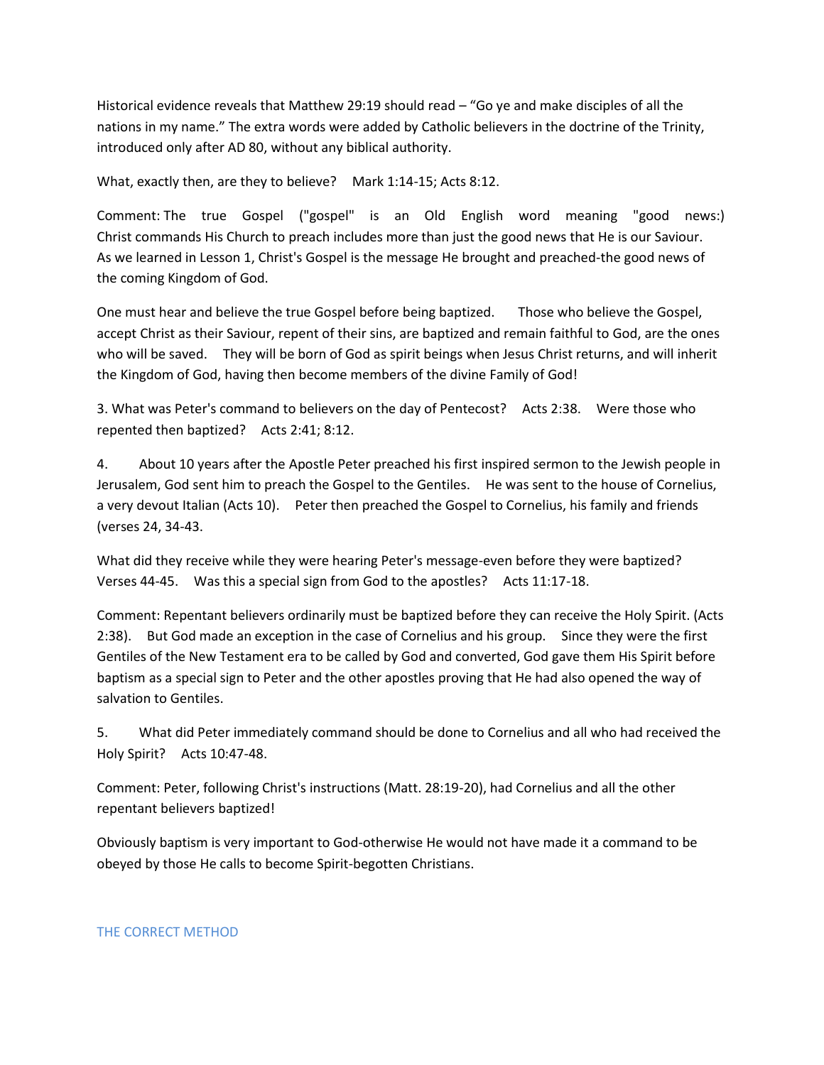Historical evidence reveals that Matthew 29:19 should read – "Go ye and make disciples of all the nations in my name." The extra words were added by Catholic believers in the doctrine of the Trinity, introduced only after AD 80, without any biblical authority.

What, exactly then, are they to believe? Mark 1:14-15; Acts 8:12.

Comment: The true Gospel ("gospel" is an Old English word meaning "good news:) Christ commands His Church to preach includes more than just the good news that He is our Saviour. As we learned in Lesson 1, Christ's Gospel is the message He brought and preached-the good news of the coming Kingdom of God.

One must hear and believe the true Gospel before being baptized. Those who believe the Gospel, accept Christ as their Saviour, repent of their sins, are baptized and remain faithful to God, are the ones who will be saved. They will be born of God as spirit beings when Jesus Christ returns, and will inherit the Kingdom of God, having then become members of the divine Family of God!

3. What was Peter's command to believers on the day of Pentecost? Acts 2:38. Were those who repented then baptized? Acts 2:41; 8:12.

4. About 10 years after the Apostle Peter preached his first inspired sermon to the Jewish people in Jerusalem, God sent him to preach the Gospel to the Gentiles. He was sent to the house of Cornelius, a very devout Italian (Acts 10). Peter then preached the Gospel to Cornelius, his family and friends (verses 24, 34-43.

What did they receive while they were hearing Peter's message-even before they were baptized? Verses 44-45. Was this a special sign from God to the apostles? Acts 11:17-18.

Comment: Repentant believers ordinarily must be baptized before they can receive the Holy Spirit. (Acts 2:38). But God made an exception in the case of Cornelius and his group. Since they were the first Gentiles of the New Testament era to be called by God and converted, God gave them His Spirit before baptism as a special sign to Peter and the other apostles proving that He had also opened the way of salvation to Gentiles.

5. What did Peter immediately command should be done to Cornelius and all who had received the Holy Spirit? Acts 10:47-48.

Comment: Peter, following Christ's instructions (Matt. 28:19-20), had Cornelius and all the other repentant believers baptized!

Obviously baptism is very important to God-otherwise He would not have made it a command to be obeyed by those He calls to become Spirit-begotten Christians.

## THE CORRECT METHOD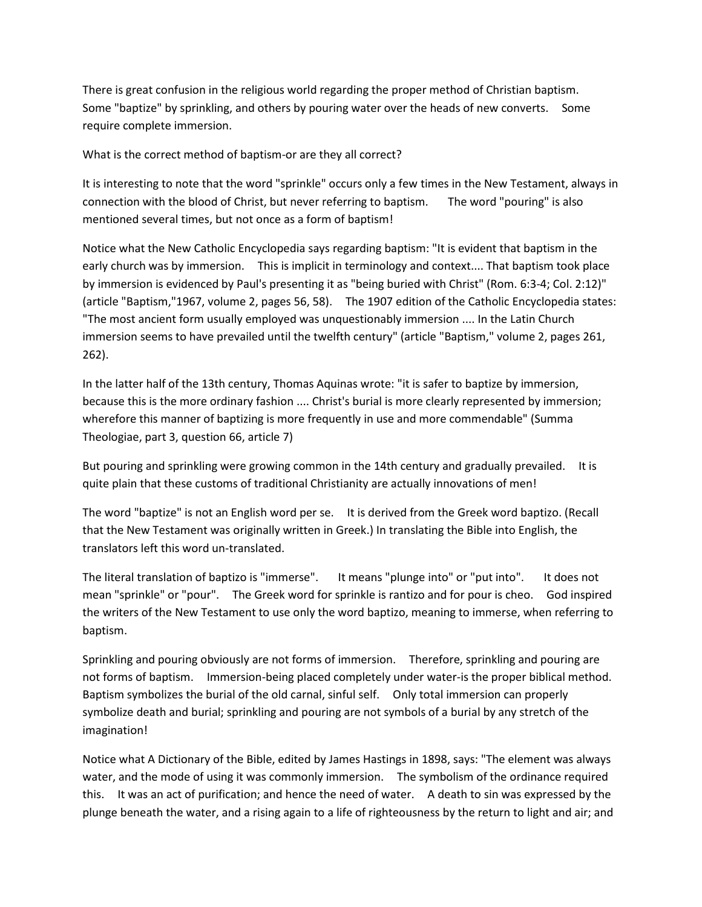There is great confusion in the religious world regarding the proper method of Christian baptism. Some "baptize" by sprinkling, and others by pouring water over the heads of new converts. Some require complete immersion.

What is the correct method of baptism-or are they all correct?

It is interesting to note that the word "sprinkle" occurs only a few times in the New Testament, always in connection with the blood of Christ, but never referring to baptism. The word "pouring" is also mentioned several times, but not once as a form of baptism!

Notice what the New Catholic Encyclopedia says regarding baptism: "It is evident that baptism in the early church was by immersion. This is implicit in terminology and context.... That baptism took place by immersion is evidenced by Paul's presenting it as "being buried with Christ" (Rom. 6:3-4; Col. 2:12)" (article "Baptism,"1967, volume 2, pages 56, 58). The 1907 edition of the Catholic Encyclopedia states: "The most ancient form usually employed was unquestionably immersion .... In the Latin Church immersion seems to have prevailed until the twelfth century" (article "Baptism," volume 2, pages 261, 262).

In the latter half of the 13th century, Thomas Aquinas wrote: "it is safer to baptize by immersion, because this is the more ordinary fashion .... Christ's burial is more clearly represented by immersion; wherefore this manner of baptizing is more frequently in use and more commendable" (Summa Theologiae, part 3, question 66, article 7)

But pouring and sprinkling were growing common in the 14th century and gradually prevailed. It is quite plain that these customs of traditional Christianity are actually innovations of men!

The word "baptize" is not an English word per se. It is derived from the Greek word baptizo. (Recall that the New Testament was originally written in Greek.) In translating the Bible into English, the translators left this word un-translated.

The literal translation of baptizo is "immerse". It means "plunge into" or "put into". It does not mean "sprinkle" or "pour". The Greek word for sprinkle is rantizo and for pour is cheo. God inspired the writers of the New Testament to use only the word baptizo, meaning to immerse, when referring to baptism.

Sprinkling and pouring obviously are not forms of immersion. Therefore, sprinkling and pouring are not forms of baptism. Immersion-being placed completely under water-is the proper biblical method. Baptism symbolizes the burial of the old carnal, sinful self. Only total immersion can properly symbolize death and burial; sprinkling and pouring are not symbols of a burial by any stretch of the imagination!

Notice what A Dictionary of the Bible, edited by James Hastings in 1898, says: "The element was always water, and the mode of using it was commonly immersion. The symbolism of the ordinance required this. It was an act of purification; and hence the need of water. A death to sin was expressed by the plunge beneath the water, and a rising again to a life of righteousness by the return to light and air; and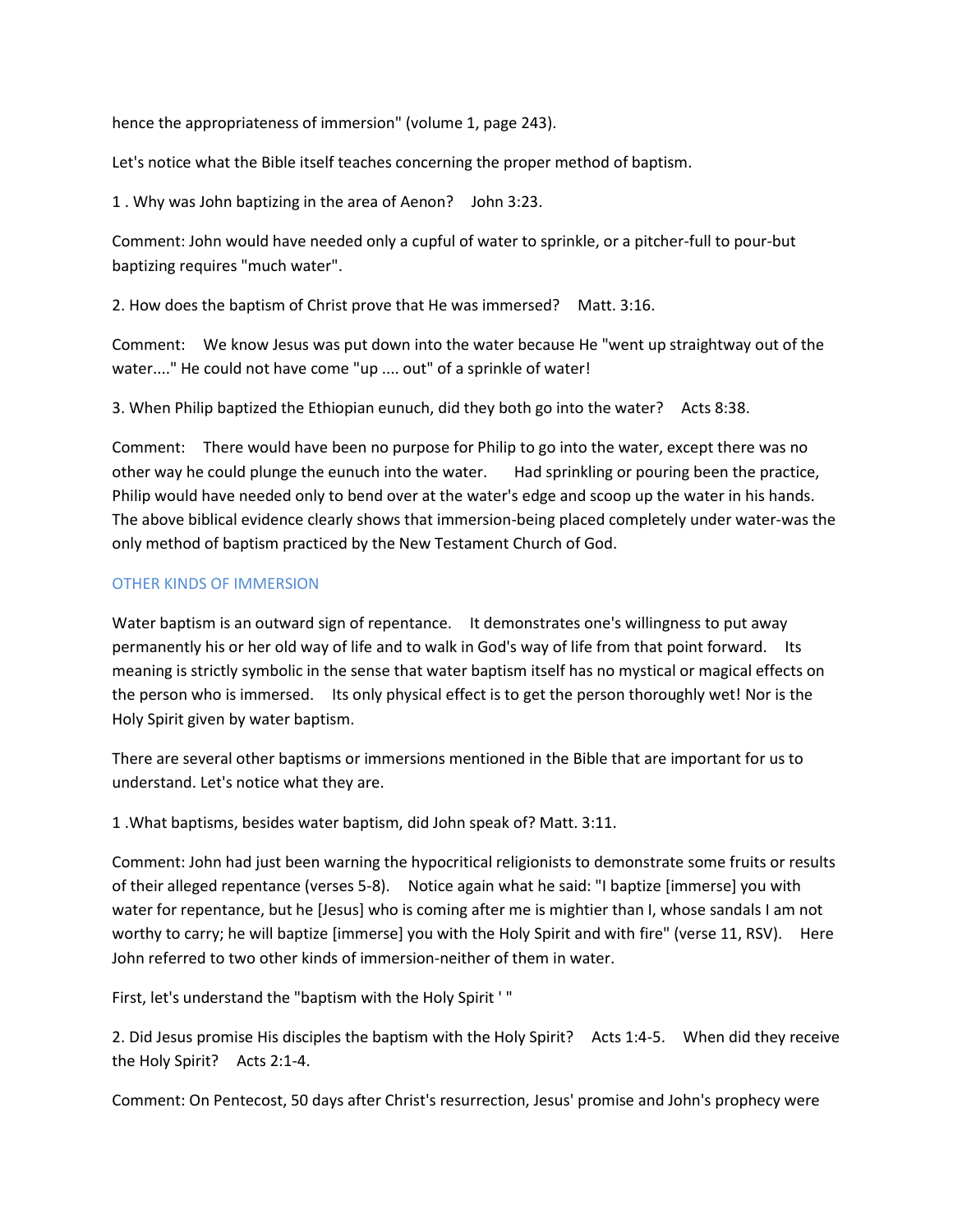hence the appropriateness of immersion" (volume 1, page 243).

Let's notice what the Bible itself teaches concerning the proper method of baptism.

1 . Why was John baptizing in the area of Aenon? John 3:23.

Comment: John would have needed only a cupful of water to sprinkle, or a pitcher-full to pour-but baptizing requires "much water".

2. How does the baptism of Christ prove that He was immersed? Matt. 3:16.

Comment: We know Jesus was put down into the water because He "went up straightway out of the water...." He could not have come "up .... out" of a sprinkle of water!

3. When Philip baptized the Ethiopian eunuch, did they both go into the water? Acts 8:38.

Comment: There would have been no purpose for Philip to go into the water, except there was no other way he could plunge the eunuch into the water. Had sprinkling or pouring been the practice, Philip would have needed only to bend over at the water's edge and scoop up the water in his hands. The above biblical evidence clearly shows that immersion-being placed completely under water-was the only method of baptism practiced by the New Testament Church of God.

## OTHER KINDS OF IMMERSION

Water baptism is an outward sign of repentance. It demonstrates one's willingness to put away permanently his or her old way of life and to walk in God's way of life from that point forward. Its meaning is strictly symbolic in the sense that water baptism itself has no mystical or magical effects on the person who is immersed. Its only physical effect is to get the person thoroughly wet! Nor is the Holy Spirit given by water baptism.

There are several other baptisms or immersions mentioned in the Bible that are important for us to understand. Let's notice what they are.

1 .What baptisms, besides water baptism, did John speak of? Matt. 3:11.

Comment: John had just been warning the hypocritical religionists to demonstrate some fruits or results of their alleged repentance (verses 5-8). Notice again what he said: "I baptize [immerse] you with water for repentance, but he [Jesus] who is coming after me is mightier than I, whose sandals I am not worthy to carry; he will baptize [immerse] you with the Holy Spirit and with fire" (verse 11, RSV). Here John referred to two other kinds of immersion-neither of them in water.

First, let's understand the "baptism with the Holy Spirit ' "

2. Did Jesus promise His disciples the baptism with the Holy Spirit? Acts 1:4-5. When did they receive the Holy Spirit? Acts 2:1-4.

Comment: On Pentecost, 50 days after Christ's resurrection, Jesus' promise and John's prophecy were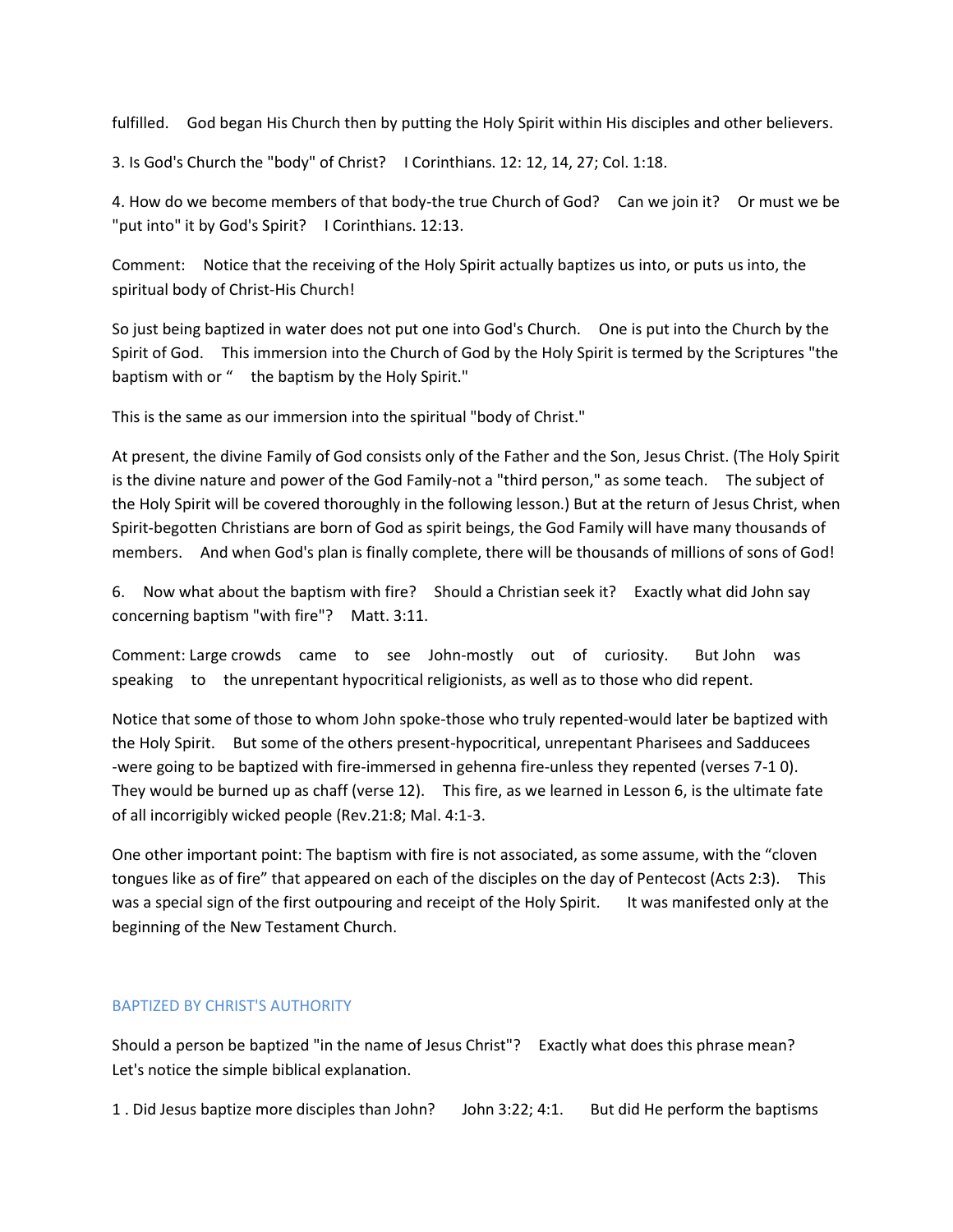fulfilled. God began His Church then by putting the Holy Spirit within His disciples and other believers.

3. Is God's Church the "body" of Christ? I Corinthians. 12: 12, 14, 27; Col. 1:18.

4. How do we become members of that body-the true Church of God? Can we join it? Or must we be "put into" it by God's Spirit? I Corinthians. 12:13.

Comment: Notice that the receiving of the Holy Spirit actually baptizes us into, or puts us into, the spiritual body of Christ-His Church!

So just being baptized in water does not put one into God's Church. One is put into the Church by the Spirit of God. This immersion into the Church of God by the Holy Spirit is termed by the Scriptures "the baptism with or " the baptism by the Holy Spirit."

This is the same as our immersion into the spiritual "body of Christ."

At present, the divine Family of God consists only of the Father and the Son, Jesus Christ. (The Holy Spirit is the divine nature and power of the God Family-not a "third person," as some teach. The subject of the Holy Spirit will be covered thoroughly in the following lesson.) But at the return of Jesus Christ, when Spirit-begotten Christians are born of God as spirit beings, the God Family will have many thousands of members. And when God's plan is finally complete, there will be thousands of millions of sons of God!

6. Now what about the baptism with fire? Should a Christian seek it? Exactly what did John say concerning baptism "with fire"? Matt. 3:11.

Comment: Large crowds came to see John-mostly out of curiosity. But John was speaking to the unrepentant hypocritical religionists, as well as to those who did repent.

Notice that some of those to whom John spoke-those who truly repented-would later be baptized with the Holy Spirit. But some of the others present-hypocritical, unrepentant Pharisees and Sadducees -were going to be baptized with fire-immersed in gehenna fire-unless they repented (verses 7-1 0). They would be burned up as chaff (verse 12). This fire, as we learned in Lesson 6, is the ultimate fate of all incorrigibly wicked people (Rev.21:8; Mal. 4:1-3.

One other important point: The baptism with fire is not associated, as some assume, with the "cloven tongues like as of fire" that appeared on each of the disciples on the day of Pentecost (Acts 2:3). This was a special sign of the first outpouring and receipt of the Holy Spirit. It was manifested only at the beginning of the New Testament Church.

## BAPTIZED BY CHRIST'S AUTHORITY

Should a person be baptized "in the name of Jesus Christ"? Exactly what does this phrase mean? Let's notice the simple biblical explanation.

1 . Did Jesus baptize more disciples than John? John 3:22; 4:1. But did He perform the baptisms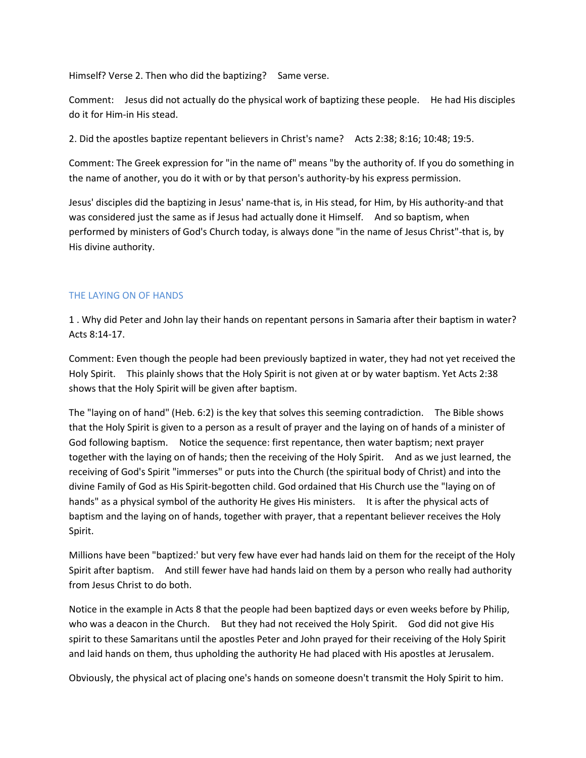Himself? Verse 2. Then who did the baptizing? Same verse.

Comment: Jesus did not actually do the physical work of baptizing these people. He had His disciples do it for Him-in His stead.

2. Did the apostles baptize repentant believers in Christ's name? Acts 2:38; 8:16; 10:48; 19:5.

Comment: The Greek expression for "in the name of" means "by the authority of. If you do something in the name of another, you do it with or by that person's authority-by his express permission.

Jesus' disciples did the baptizing in Jesus' name-that is, in His stead, for Him, by His authority-and that was considered just the same as if Jesus had actually done it Himself. And so baptism, when performed by ministers of God's Church today, is always done "in the name of Jesus Christ"-that is, by His divine authority.

## THE LAYING ON OF HANDS

1 . Why did Peter and John lay their hands on repentant persons in Samaria after their baptism in water? Acts 8:14-17.

Comment: Even though the people had been previously baptized in water, they had not yet received the Holy Spirit. This plainly shows that the Holy Spirit is not given at or by water baptism. Yet Acts 2:38 shows that the Holy Spirit will be given after baptism.

The "laying on of hand" (Heb. 6:2) is the key that solves this seeming contradiction. The Bible shows that the Holy Spirit is given to a person as a result of prayer and the laying on of hands of a minister of God following baptism. Notice the sequence: first repentance, then water baptism; next prayer together with the laying on of hands; then the receiving of the Holy Spirit. And as we just learned, the receiving of God's Spirit "immerses" or puts into the Church (the spiritual body of Christ) and into the divine Family of God as His Spirit-begotten child. God ordained that His Church use the "laying on of hands" as a physical symbol of the authority He gives His ministers. It is after the physical acts of baptism and the laying on of hands, together with prayer, that a repentant believer receives the Holy Spirit.

Millions have been "baptized:' but very few have ever had hands laid on them for the receipt of the Holy Spirit after baptism. And still fewer have had hands laid on them by a person who really had authority from Jesus Christ to do both.

Notice in the example in Acts 8 that the people had been baptized days or even weeks before by Philip, who was a deacon in the Church. But they had not received the Holy Spirit. God did not give His spirit to these Samaritans until the apostles Peter and John prayed for their receiving of the Holy Spirit and laid hands on them, thus upholding the authority He had placed with His apostles at Jerusalem.

Obviously, the physical act of placing one's hands on someone doesn't transmit the Holy Spirit to him.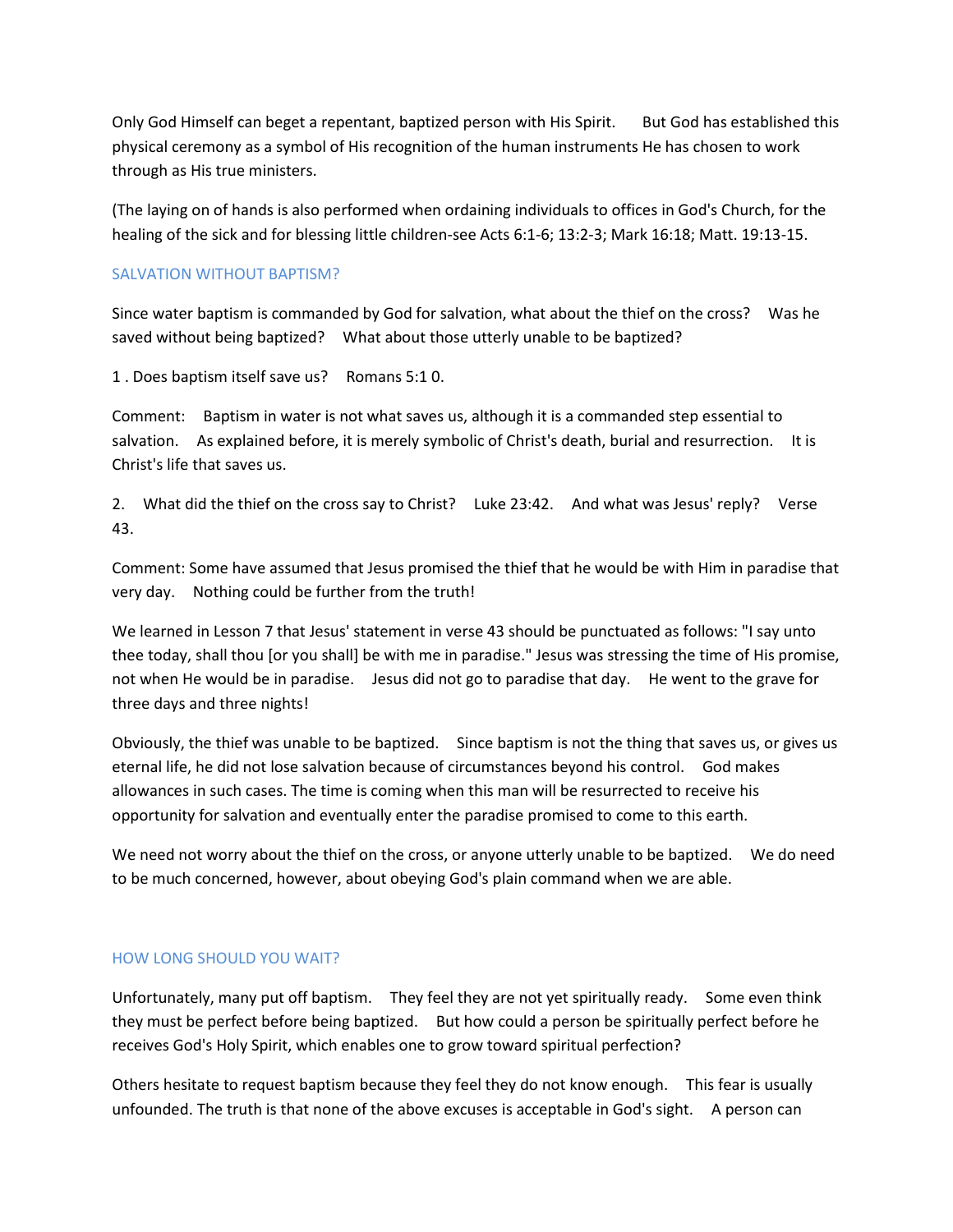Only God Himself can beget a repentant, baptized person with His Spirit. But God has established this physical ceremony as a symbol of His recognition of the human instruments He has chosen to work through as His true ministers.

(The laying on of hands is also performed when ordaining individuals to offices in God's Church, for the healing of the sick and for blessing little children-see Acts 6:1-6; 13:2-3; Mark 16:18; Matt. 19:13-15.

## SALVATION WITHOUT BAPTISM?

Since water baptism is commanded by God for salvation, what about the thief on the cross? Was he saved without being baptized? What about those utterly unable to be baptized?

1 . Does baptism itself save us? Romans 5:1 0.

Comment: Baptism in water is not what saves us, although it is a commanded step essential to salvation. As explained before, it is merely symbolic of Christ's death, burial and resurrection. It is Christ's life that saves us.

2. What did the thief on the cross say to Christ? Luke 23:42. And what was Jesus' reply? Verse 43.

Comment: Some have assumed that Jesus promised the thief that he would be with Him in paradise that very day. Nothing could be further from the truth!

We learned in Lesson 7 that Jesus' statement in verse 43 should be punctuated as follows: "I say unto thee today, shall thou [or you shall] be with me in paradise." Jesus was stressing the time of His promise, not when He would be in paradise. Jesus did not go to paradise that day. He went to the grave for three days and three nights!

Obviously, the thief was unable to be baptized. Since baptism is not the thing that saves us, or gives us eternal life, he did not lose salvation because of circumstances beyond his control. God makes allowances in such cases. The time is coming when this man will be resurrected to receive his opportunity for salvation and eventually enter the paradise promised to come to this earth.

We need not worry about the thief on the cross, or anyone utterly unable to be baptized. We do need to be much concerned, however, about obeying God's plain command when we are able.

## HOW LONG SHOULD YOU WAIT?

Unfortunately, many put off baptism. They feel they are not yet spiritually ready. Some even think they must be perfect before being baptized. But how could a person be spiritually perfect before he receives God's Holy Spirit, which enables one to grow toward spiritual perfection?

Others hesitate to request baptism because they feel they do not know enough. This fear is usually unfounded. The truth is that none of the above excuses is acceptable in God's sight. A person can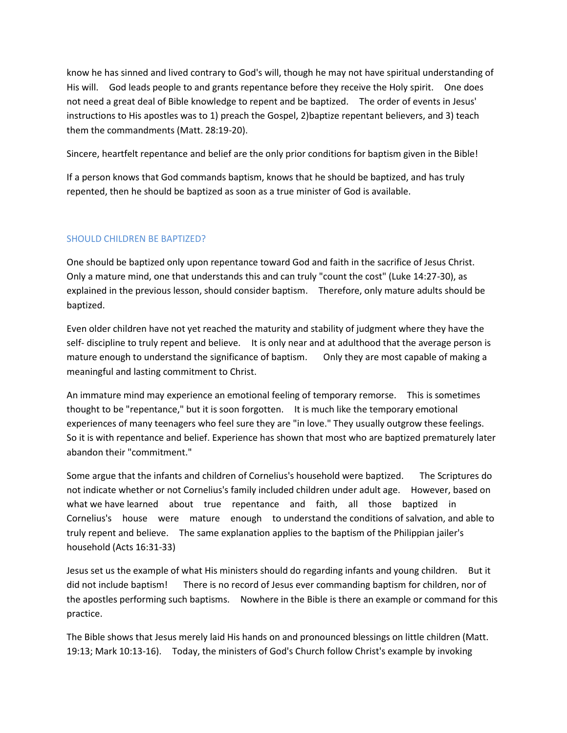know he has sinned and lived contrary to God's will, though he may not have spiritual understanding of His will. God leads people to and grants repentance before they receive the Holy spirit. One does not need a great deal of Bible knowledge to repent and be baptized. The order of events in Jesus' instructions to His apostles was to 1) preach the Gospel, 2)baptize repentant believers, and 3) teach them the commandments (Matt. 28:19-20).

Sincere, heartfelt repentance and belief are the only prior conditions for baptism given in the Bible!

If a person knows that God commands baptism, knows that he should be baptized, and has truly repented, then he should be baptized as soon as a true minister of God is available.

## SHOULD CHILDREN BE BAPTIZED?

One should be baptized only upon repentance toward God and faith in the sacrifice of Jesus Christ. Only a mature mind, one that understands this and can truly "count the cost" (Luke 14:27-30), as explained in the previous lesson, should consider baptism. Therefore, only mature adults should be baptized.

Even older children have not yet reached the maturity and stability of judgment where they have the self- discipline to truly repent and believe. It is only near and at adulthood that the average person is mature enough to understand the significance of baptism. Only they are most capable of making a meaningful and lasting commitment to Christ.

An immature mind may experience an emotional feeling of temporary remorse. This is sometimes thought to be "repentance," but it is soon forgotten. It is much like the temporary emotional experiences of many teenagers who feel sure they are "in love." They usually outgrow these feelings. So it is with repentance and belief. Experience has shown that most who are baptized prematurely later abandon their "commitment."

Some argue that the infants and children of Cornelius's household were baptized. The Scriptures do not indicate whether or not Cornelius's family included children under adult age. However, based on what we have learned about true repentance and faith, all those baptized in Cornelius's house were mature enough to understand the conditions of salvation, and able to truly repent and believe. The same explanation applies to the baptism of the Philippian jailer's household (Acts 16:31-33)

Jesus set us the example of what His ministers should do regarding infants and young children. But it did not include baptism! There is no record of Jesus ever commanding baptism for children, nor of the apostles performing such baptisms. Nowhere in the Bible is there an example or command for this practice.

The Bible shows that Jesus merely laid His hands on and pronounced blessings on little children (Matt. 19:13; Mark 10:13-16). Today, the ministers of God's Church follow Christ's example by invoking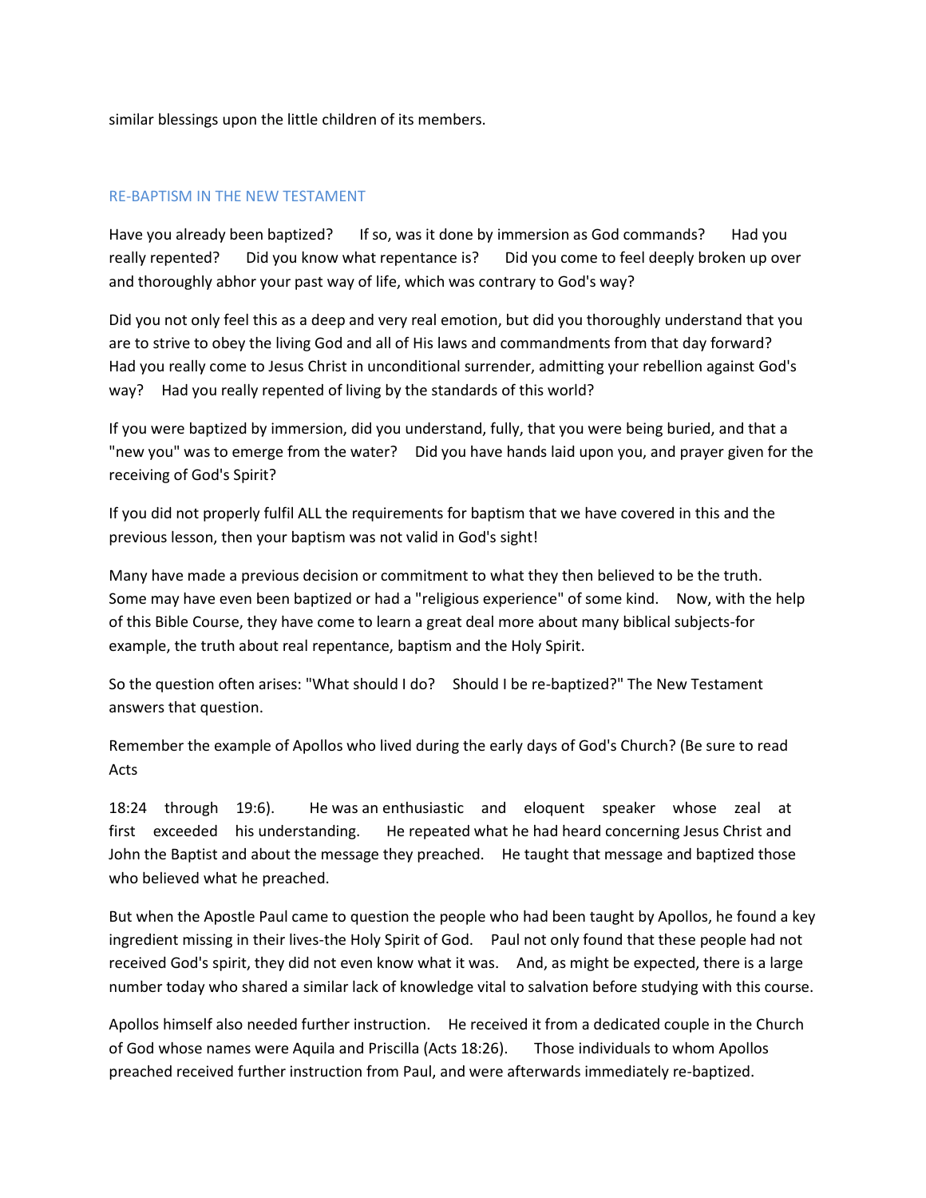similar blessings upon the little children of its members.

## RE-BAPTISM IN THE NEW TESTAMENT

Have you already been baptized? If so, was it done by immersion as God commands? Had you really repented? Did you know what repentance is? Did you come to feel deeply broken up over and thoroughly abhor your past way of life, which was contrary to God's way?

Did you not only feel this as a deep and very real emotion, but did you thoroughly understand that you are to strive to obey the living God and all of His laws and commandments from that day forward? Had you really come to Jesus Christ in unconditional surrender, admitting your rebellion against God's way? Had you really repented of living by the standards of this world?

If you were baptized by immersion, did you understand, fully, that you were being buried, and that a "new you" was to emerge from the water? Did you have hands laid upon you, and prayer given for the receiving of God's Spirit?

If you did not properly fulfil ALL the requirements for baptism that we have covered in this and the previous lesson, then your baptism was not valid in God's sight!

Many have made a previous decision or commitment to what they then believed to be the truth. Some may have even been baptized or had a "religious experience" of some kind. Now, with the help of this Bible Course, they have come to learn a great deal more about many biblical subjects-for example, the truth about real repentance, baptism and the Holy Spirit.

So the question often arises: "What should I do? Should I be re-baptized?" The New Testament answers that question.

Remember the example of Apollos who lived during the early days of God's Church? (Be sure to read Acts

18:24 through 19:6). He was an enthusiastic and eloquent speaker whose zeal at first exceeded his understanding. He repeated what he had heard concerning Jesus Christ and John the Baptist and about the message they preached. He taught that message and baptized those who believed what he preached.

But when the Apostle Paul came to question the people who had been taught by Apollos, he found a key ingredient missing in their lives-the Holy Spirit of God. Paul not only found that these people had not received God's spirit, they did not even know what it was. And, as might be expected, there is a large number today who shared a similar lack of knowledge vital to salvation before studying with this course.

Apollos himself also needed further instruction. He received it from a dedicated couple in the Church of God whose names were Aquila and Priscilla (Acts 18:26). Those individuals to whom Apollos preached received further instruction from Paul, and were afterwards immediately re-baptized.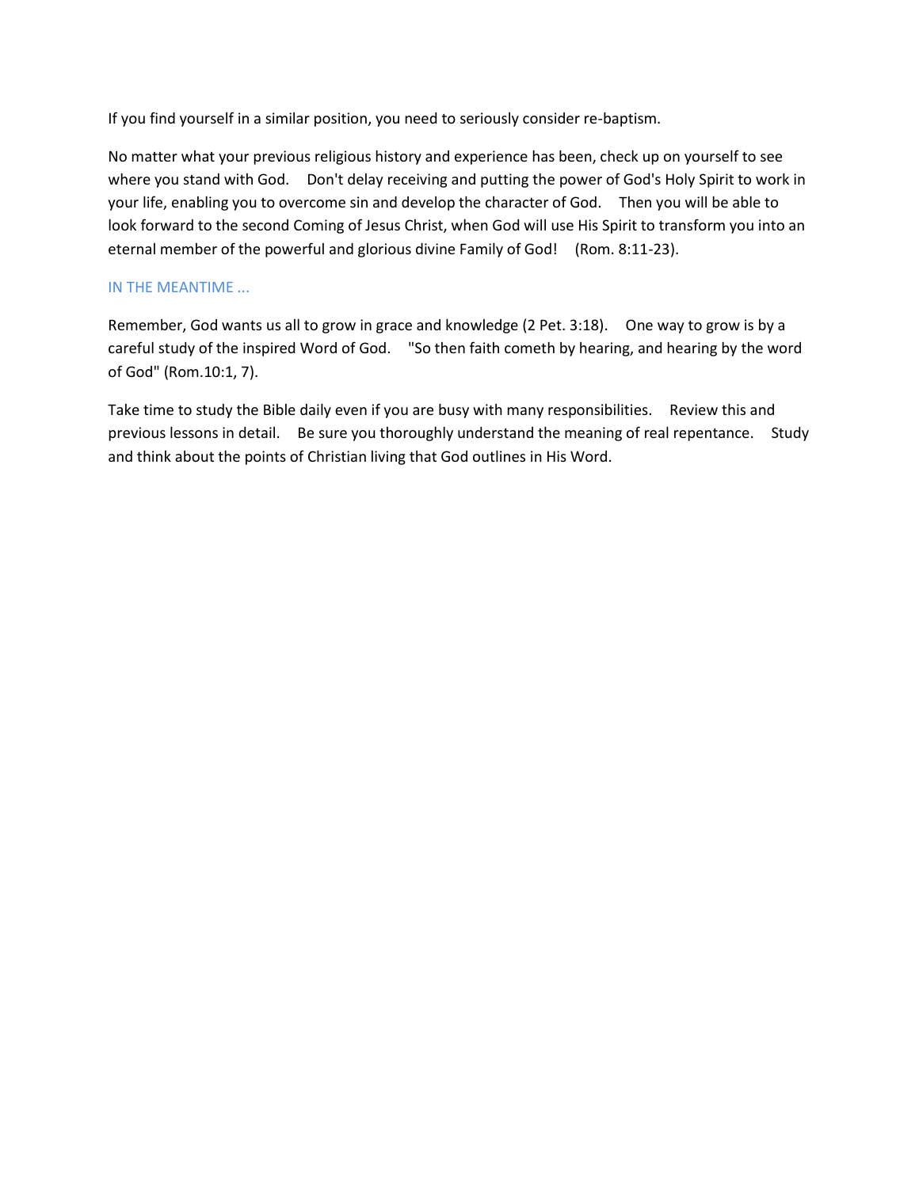If you find yourself in a similar position, you need to seriously consider re-baptism.

No matter what your previous religious history and experience has been, check up on yourself to see where you stand with God. Don't delay receiving and putting the power of God's Holy Spirit to work in your life, enabling you to overcome sin and develop the character of God. Then you will be able to look forward to the second Coming of Jesus Christ, when God will use His Spirit to transform you into an eternal member of the powerful and glorious divine Family of God! (Rom. 8:11-23).

## IN THE MEANTIME ...

Remember, God wants us all to grow in grace and knowledge (2 Pet. 3:18). One way to grow is by a careful study of the inspired Word of God. "So then faith cometh by hearing, and hearing by the word of God" (Rom.10:1, 7).

Take time to study the Bible daily even if you are busy with many responsibilities. Review this and previous lessons in detail. Be sure you thoroughly understand the meaning of real repentance. Study and think about the points of Christian living that God outlines in His Word.